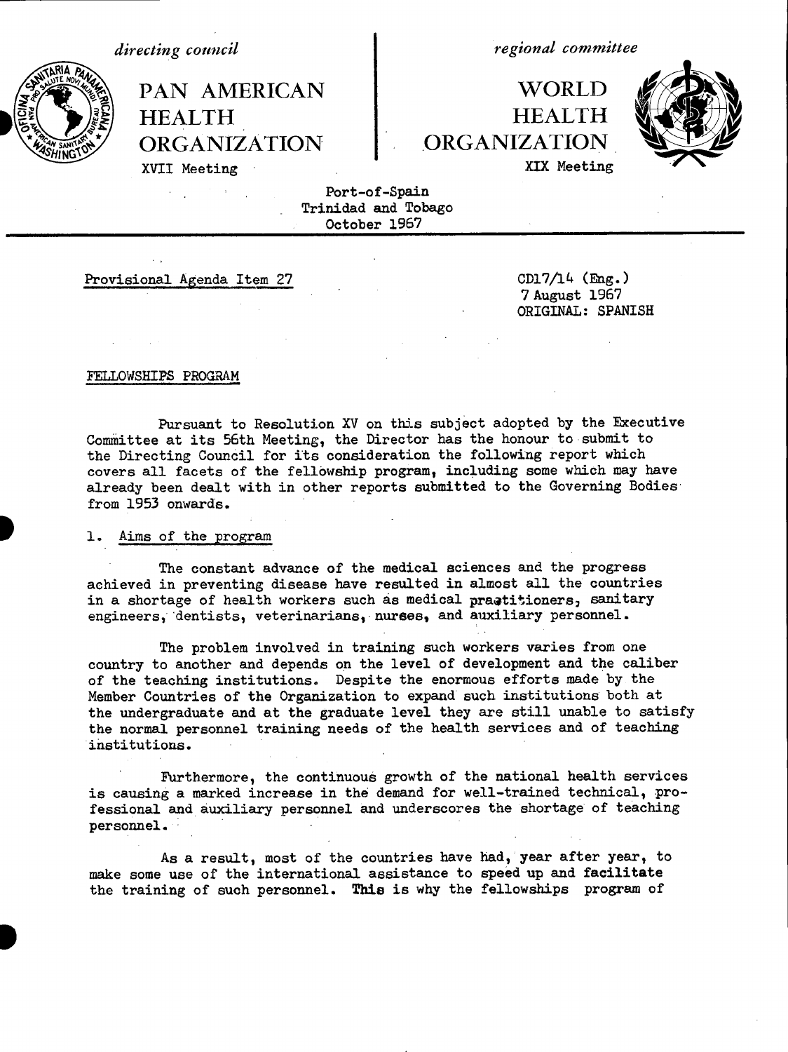*directing council*

PAN AMERICAN HEALTH ORGANIZATION

XVII Meeting

*regional committee*

WORLD HEALTH ORGANIZATION

XIX Meeting

Port-of-Spain
Trinidad and Tobago
October 1967

Provisional Agenda Item 27

CD17/14 (Eng.)
7 August 1967
ORIGINAL: SPANISH

FELLOWSHIPS PROGRAM

Pursuant to Resolution XV on this subject adopted by the Executive Committee at its 56th Meeting, the Director has the honour to submit to the Directing Council for its consideration the following report which covers all facets of the fellowship program, including some which may have already been dealt with in other reports submitted to the Governing Bodies from 1953 onwards.

## 1. Aims of the program

The constant advance of the medical sciences and the progress achieved in preventing disease have resulted in almost all the countries in a shortage of health workers such as medical practitioners, sanitary engineers, dentists, veterinarians, nurses, and auxiliary personnel.

The problem involved in training such workers varies from one country to another and depends on the level of development and the caliber of the teaching institutions. Despite the enormous efforts made by the Member Countries of the Organization to expand such institutions both at the undergraduate and at the graduate level they are still unable to satisfy the normal personnel training needs of the health services and of teaching institutions.

Furthermore, the continuous growth of the national health services is causing a marked increase in the demand for well-trained technical, professional and auxiliary personnel and underscores the shortage of teaching personnel.

As a result, most of the countries have had, year after year, to make some use of the international assistance to speed up and facilitate the training of such personnel. This is why the fellowships program of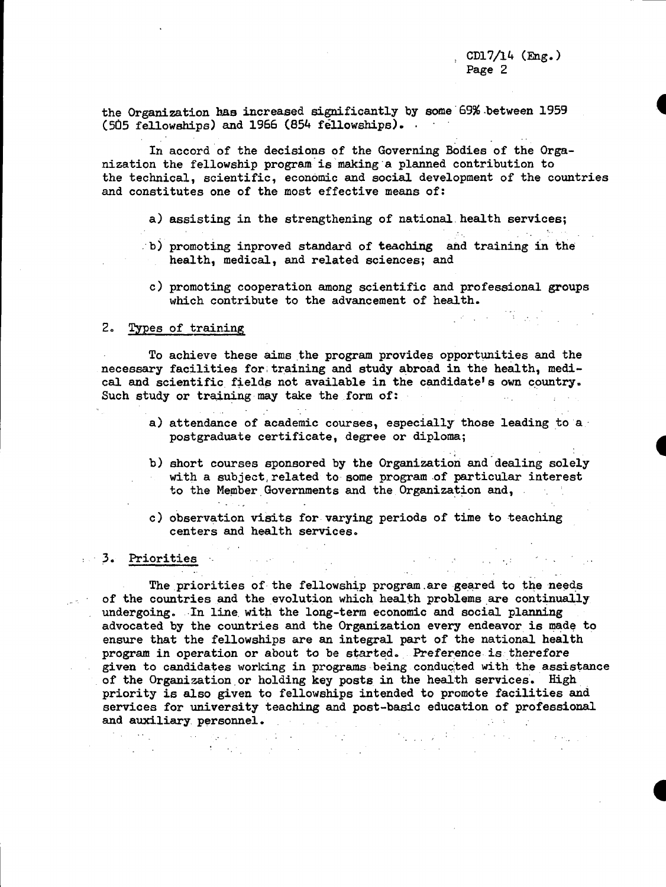the Organization has increased significantly by some 69% between 1959 (505 fellowships) and 1966 (854 fellowships).

In accord of the decisions of the Governing Bodies of the Organization the fellowship program is making a planned contribution to the technical, scientific, economic and social development of the countries and constitutes one of the most effective means of:

a) assisting in the strengthening of national health services;

b) promoting inproved standard of teaching and training in the health, medical, and related sciences; and

c) promoting cooperation among scientific and professional groups which contribute to the advancement of health.

## 2. Types of training

To achieve these aims the program provides opportunities and the necessary facilities for training and study abroad in the health, medical and scientific fields not available in the candidate's own country. Such study or training may take the form of:

a) attendance of academic courses, especially those leading to a postgraduate certificate, degree or diploma;

b) short courses sponsored by the Organization and dealing solely with a subject related to some program of particular interest to the Member Governments and the Organization and,

c) observation visits for varying periods of time to teaching centers and health services.

## 3. Priorities

The priorities of the fellowship program are geared to the needs of the countries and the evolution which health problems are continually undergoing. In line with the long-term economic and social planning advocated by the countries and the Organization every endeavor is made to ensure that the fellowships are an integral part of the national health program in operation or about to be started. Preference is therefore given to candidates working in programs being conducted with the assistance of the Organization or holding key posts in the health services. High priority is also given to fellowships intended to promote facilities and services for university teaching and post-basic education of professional and auxiliary personnel.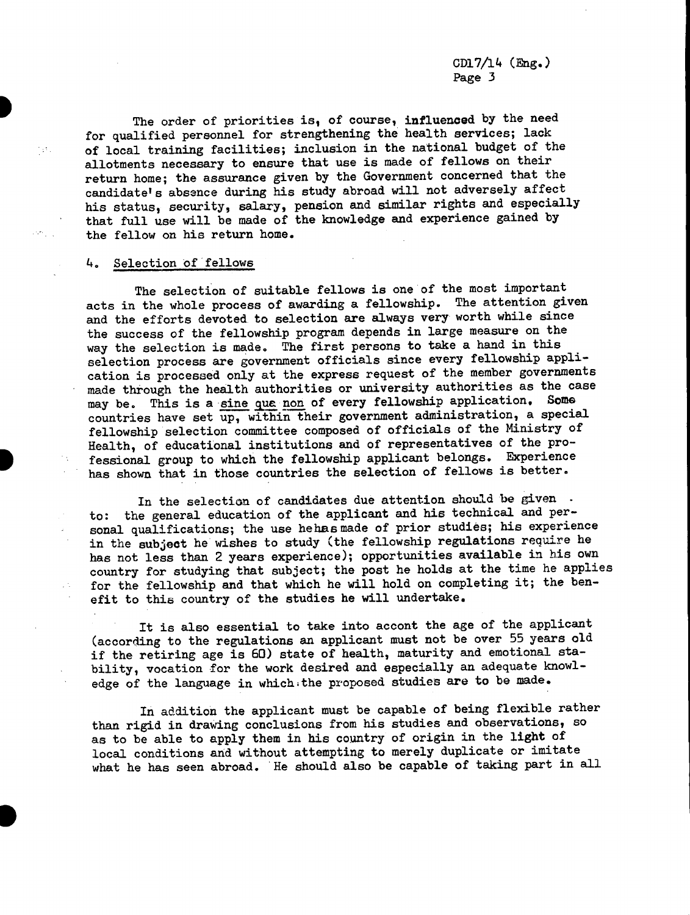The order of priorities is, of course, influenced by the need for qualified personnel for strengthening the health services; lack of local training facilities; inclusion in the national budget of the allotments necessary to ensure that use is made of fellows on their return home; the assurance given by the Government concerned that the candidate's absence during his study abroad will not adversely affect his status, security, salary, pension and similar rights and especially that full use will be made of the knowledge and experience gained by the fellow on his return home.

## 4. Selection of fellows

The selection of suitable fellows is one of the most important acts in the whole process of awarding a fellowship. The attention given and the efforts devoted to selection are always very worth while since the success of the fellowship program depends in large measure on the way the selection is made. The first persons to take a hand in this selection process are government officials since every fellowship application is processed only at the express request of the member governments made through the health authorities or university authorities as the case may be. This is a sine que non of every fellowship application. Some countries have set up, within their government administration, a special fellowship selection committee composed of officials of the Ministry of Health, of educational institutions and of representatives of the professional group to which the fellowship applicant belongs. Experience has shown that in those countries the selection of fellows is better.

In the selection of candidates due attention should be given to: the general education of the applicant and his technical and personal qualifications; the use he has made of prior studies; his experience in the subject he wishes to study (the fellowship regulations require he has not less than 2 years experience); opportunities available in his own country for studying that subject; the post he holds at the time he applies for the fellowship and that which he will hold on completing it; the benefit to this country of the studies he will undertake.

It is also essential to take into accont the age of the applicant (according to the regulations an applicant must not be over 55 years old if the retiring age is 60) state of health, maturity and emotional stability, vocation for the work desired and especially an adequate knowledge of the language in which the proposed studies are to be made.

In addition the applicant must be capable of being flexible rather than rigid in drawing conclusions from his studies and observations, so as to be able to apply them in his country of origin in the light of local conditions and without attempting to merely duplicate or imitate what he has seen abroad. He should also be capable of taking part in all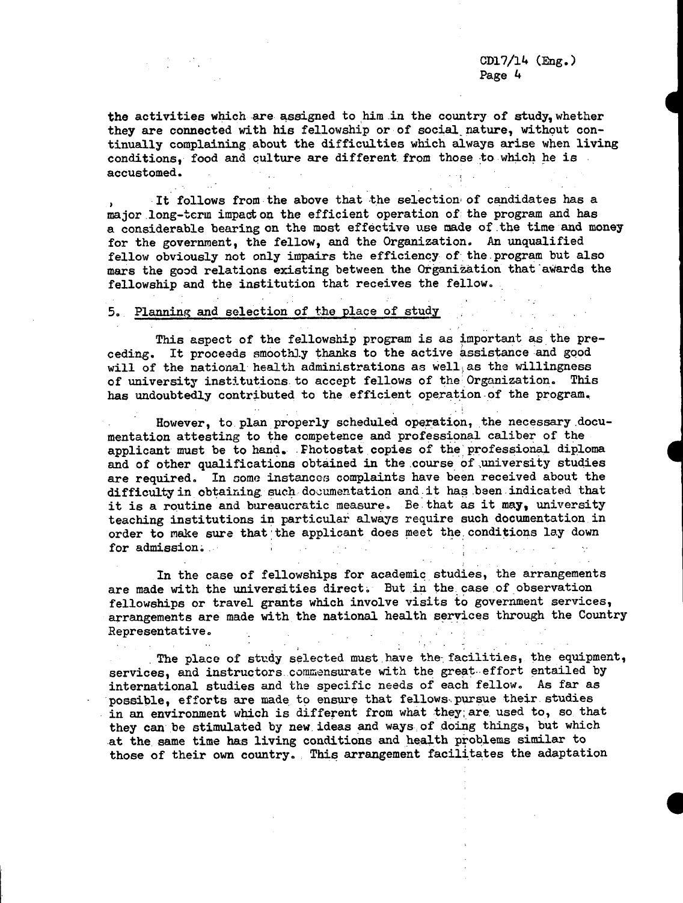the activities which are assigned to him in the country of study, whether they are connected with his fellowship or of social nature, without continually complaining about the difficulties which always arise when living conditions, food and culture are different from those to which he is accustomed.

It follows from the above that the selection of candidates has a major long-term impact on the efficient operation of the program and has a considerable bearing on the most effective use made of the time and money for the government, the fellow, and the Organization. An unqualified fellow obviously not only impairs the efficiency of the program but also mars the good relations existing between the Organization that awards the fellowship and the institution that receives the fellow.

## 5. Planning and selection of the place of study

This aspect of the fellowship program is as important as the preceding. It proceeds smoothly thanks to the active assistance and good will of the national health administrations as well as the willingness of university institutions to accept fellows of the Organization. This has undoubtedly contributed to the efficient operation of the program.

However, to plan properly scheduled operation, the necessary documentation attesting to the competence and professional caliber of the applicant must be to hand. Photostat copies of the professional diploma and of other qualifications obtained in the course of university studies are required. In some instances complaints have been received about the difficulty in obtaining such documentation and it has been indicated that it is a routine and bureaucratic measure. Be that as it may, university teaching institutions in particular always require such documentation in order to make sure that the applicant does meet the conditions lay down for admission.

In the case of fellowships for academic studies, the arrangements are made with the universities direct. But in the case of observation fellowships or travel grants which involve visits to government services, arrangements are made with the national health services through the Country Representative.

The place of study selected must have the facilities, the equipment, services, and instructors commensurate with the great effort entailed by international studies and the specific needs of each fellow. As far as possible, efforts are made to ensure that fellows pursue their studies in an environment which is different from what they are used to, so that they can be stimulated by new ideas and ways of doing things, but which at the same time has living conditions and health problems similar to those of their own country. This arrangement facilitates the adaptation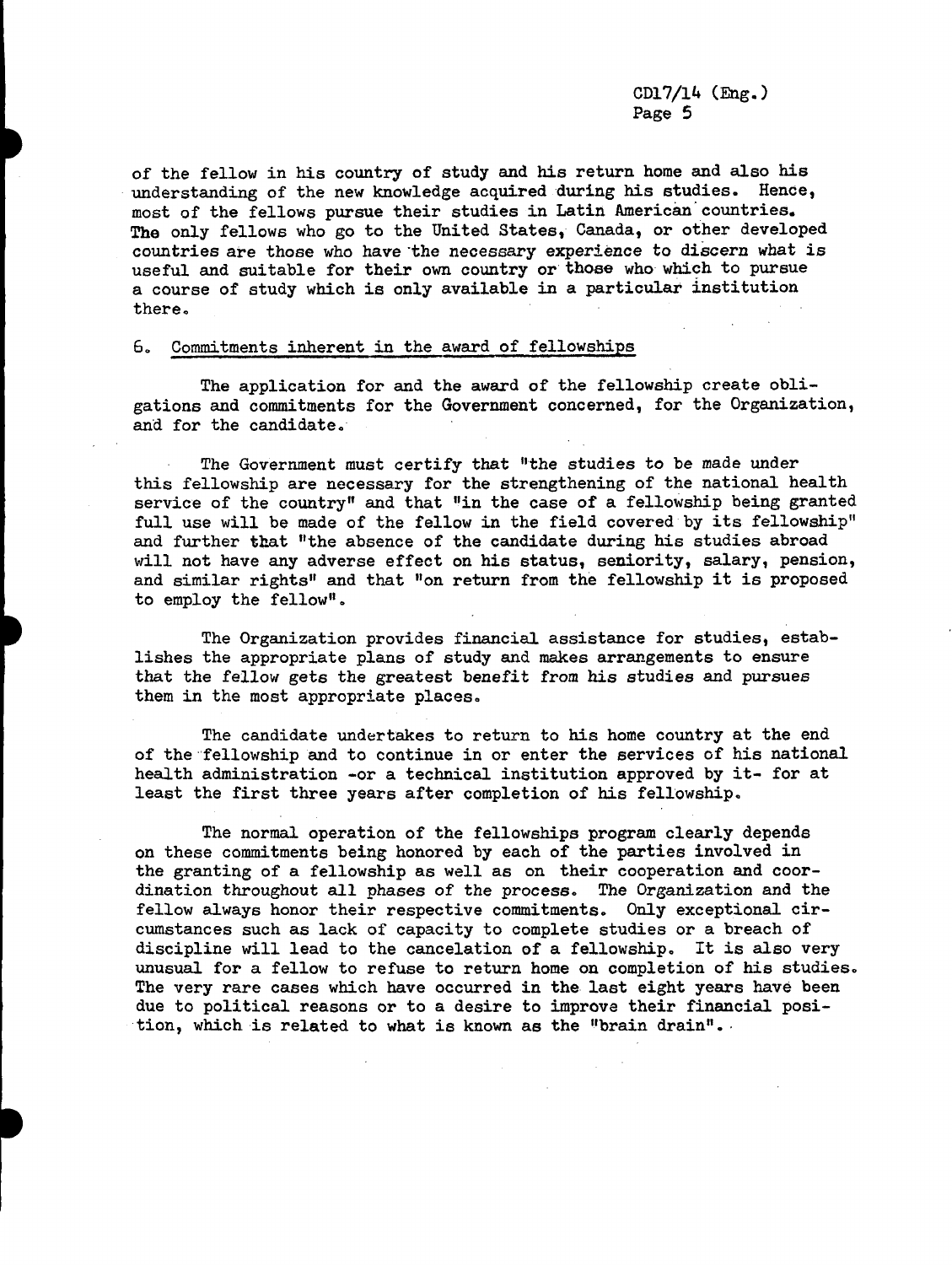of the fellow in his country of study and his return home and also his understanding of the new knowledge acquired during his studies. Hence, most of the fellows pursue their studies in Latin American countries. The only fellows who go to the United States, Canada, or other developed countries are those who have the necessary experience to discern what is useful and suitable for their own country or those who which to pursue a course of study which is only available in a particular institution there.

## 6. Commitments inherent in the award of fellowships

The application for and the award of the fellowship create obligations and commitments for the Government concerned, for the Organization, and for the candidate.

The Government must certify that "the studies to be made under this fellowship are necessary for the strengthening of the national health service of the country" and that "in the case of a fellowship being granted full use will be made of the fellow in the field covered by its fellowship" and further that "the absence of the candidate during his studies abroad will not have any adverse effect on his status, seniority, salary, pension, and similar rights" and that "on return from the fellowship it is proposed to employ the fellow".

The Organization provides financial assistance for studies, establishes the appropriate plans of study and makes arrangements to ensure that the fellow gets the greatest benefit from his studies and pursues them in the most appropriate places.

The candidate undertakes to return to his home country at the end of the fellowship and to continue in or enter the services of his national health administration -or a technical institution approved by it- for at least the first three years after completion of his fellowship.

The normal operation of the fellowships program clearly depends on these commitments being honored by each of the parties involved in the granting of a fellowship as well as on their cooperation and coordination throughout all phases of the process. The Organization and the fellow always honor their respective commitments. Only exceptional circumstances such as lack of capacity to complete studies or a breach of discipline will lead to the cancelation of a fellowship. It is also very unusual for a fellow to refuse to return home on completion of his studies. The very rare cases which have occurred in the last eight years have been due to political reasons or to a desire to improve their financial position, which is related to what is known as the "brain drain".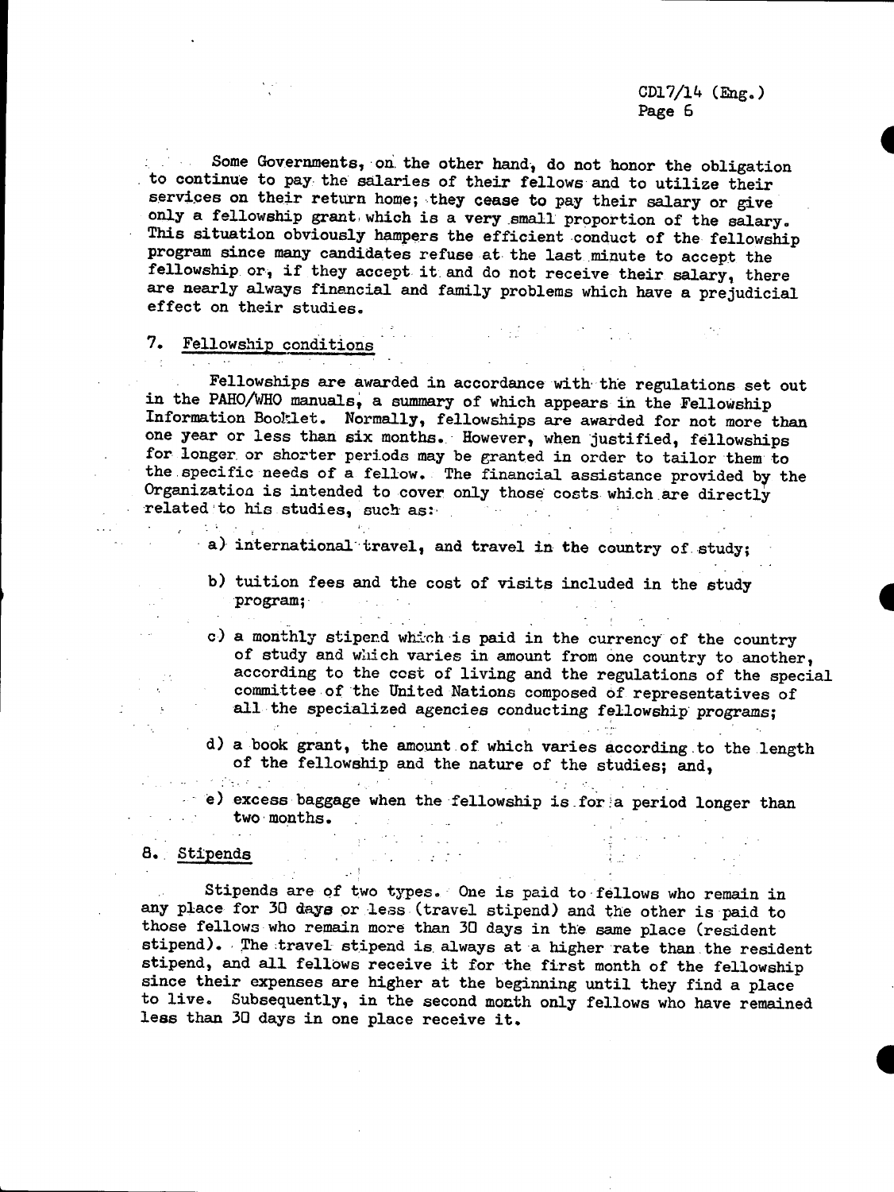Some Governments, on the other hand, do not honor the obligation to continue to pay the salaries of their fellows and to utilize their services on their return home; they cease to pay their salary or give only a fellowship grant which is a very small proportion of the salary. This situation obviously hampers the efficient conduct of the fellowship program since many candidates refuse at the last minute to accept the fellowship or, if they accept it and do not receive their salary, there are nearly always financial and family problems which have a prejudicial effect on their studies.

## 7. Fellowship conditions

Fellowships are awarded in accordance with the regulations set out in the PAHO/WHO manuals, a summary of which appears in the Fellowship Information Booklet. Normally, fellowships are awarded for not more than one year or less than six months. However, when justified, fellowships for longer or shorter periods may be granted in order to tailor them to the specific needs of a fellow. The financial assistance provided by the Organization is intended to cover only those costs which are directly related to his studies, such as:

a) international travel, and travel in the country of study;

b) tuition fees and the cost of visits included in the study program;

c) a monthly stipend which is paid in the currency of the country of study and which varies in amount from one country to another, according to the cost of living and the regulations of the special committee of the United Nations composed of representatives of all the specialized agencies conducting fellowship programs;

d) a book grant, the amount of which varies according to the length of the fellowship and the nature of the studies; and,

e) excess baggage when the fellowship is for a period longer than two months.

## 8. Stipends

Stipends are of two types. One is paid to fellows who remain in any place for 30 days or less (travel stipend) and the other is paid to those fellows who remain more than 30 days in the same place (resident stipend). The travel stipend is always at a higher rate than the resident stipend, and all fellows receive it for the first month of the fellowship since their expenses are higher at the beginning until they find a place to live. Subsequently, in the second month only fellows who have remained less than 30 days in one place receive it.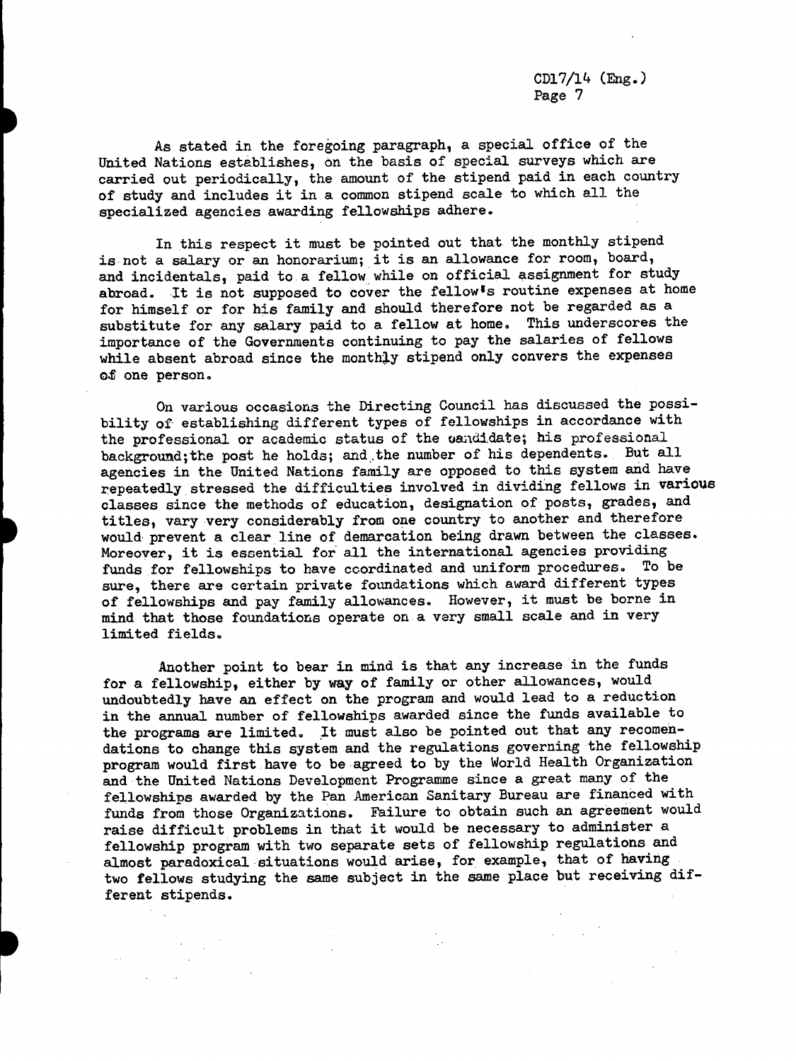As stated in the foregoing paragraph, a special office of the United Nations establishes, on the basis of special surveys which are carried out periodically, the amount of the stipend paid in each country of study and includes it in a common stipend scale to which all the specialized agencies awarding fellowships adhere.

In this respect it must be pointed out that the monthly stipend is not a salary or an honorarium; it is an allowance for room, board, and incidentals, paid to a fellow while on official assignment for study abroad. It is not supposed to cover the fellow's routine expenses at home for himself or for his family and should therefore not be regarded as a substitute for any salary paid to a fellow at home. This underscores the importance of the Governments continuing to pay the salaries of fellows while absent abroad since the monthly stipend only convers the expenses of one person.

On various occasions the Directing Council has discussed the possibility of establishing different types of fellowships in accordance with the professional or academic status of the candidate; his professional background; the post he holds; and the number of his dependents. But all agencies in the United Nations family are opposed to this system and have repeatedly stressed the difficulties involved in dividing fellows in various classes since the methods of education, designation of posts, grades, and titles, vary very considerably from one country to another and therefore would prevent a clear line of demarcation being drawn between the classes. Moreover, it is essential for all the international agencies providing funds for fellowships to have coordinated and uniform procedures. To be sure, there are certain private foundations which award different types of fellowships and pay family allowances. However, it must be borne in mind that those foundations operate on a very small scale and in very limited fields.

Another point to bear in mind is that any increase in the funds for a fellowship, either by way of family or other allowances, would undoubtedly have an effect on the program and would lead to a reduction in the annual number of fellowships awarded since the funds available to the programs are limited. It must also be pointed out that any recomendations to change this system and the regulations governing the fellowship program would first have to be agreed to by the World Health Organization and the United Nations Development Programme since a great many of the fellowships awarded by the Pan American Sanitary Bureau are financed with funds from those Organizations. Failure to obtain such an agreement would raise difficult problems in that it would be necessary to administer a fellowship program with two separate sets of fellowship regulations and almost paradoxical situations would arise, for example, that of having two fellows studying the same subject in the same place but receiving different stipends.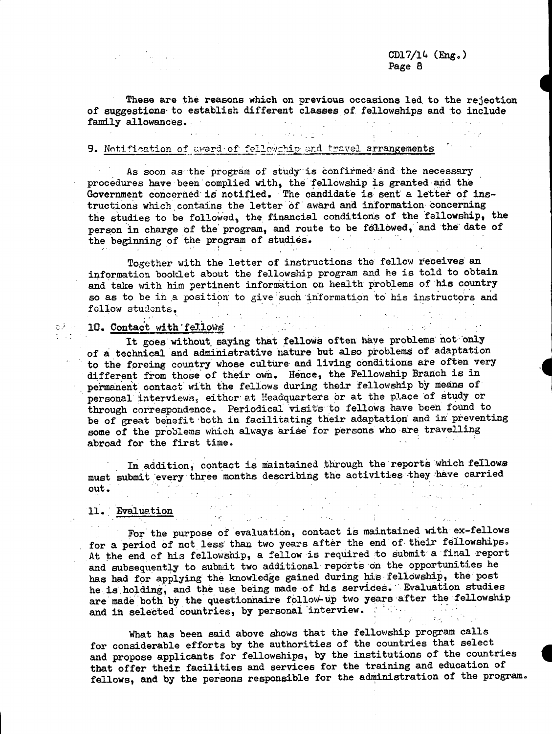These are the reasons which on previous occasions led to the rejection of suggestions to establish different classes of fellowships and to include family allowances.

## 9. Notification of award of fellowship and travel arrangements

As soon as the program of study is confirmed and the necessary procedures have been complied with, the fellowship is granted and the Government concerned is notified. The candidate is sent a letter of instructions which contains the letter of award and information concerning the studies to be followed, the financial conditions of the fellowship, the person in charge of the program, and route to be followed, and the date of the beginning of the program of studies.

Together with the letter of instructions the fellow receives an information booklet about the fellowship program and he is told to obtain and take with him pertinent information on health problems of his country so as to be in a position to give such information to his instructors and fellow students.

## 10. Contact with fellows

It goes without saying that fellows often have problems not only of a technical and administrative nature but also problems of adaptation to the foreing country whose culture and living conditions are often very different from those of their own. Hence, the Fellowship Branch is in permanent contact with the fellows during their fellowship by means of personal interviews, either at Headquarters or at the place of study or through correspondence. Periodical visits to fellows have been found to be of great benefit both in facilitating their adaptation and in preventing some of the problems which always arise for persons who are travelling abroad for the first time.

In addition, contact is maintained through the reports which fellows must submit every three months describing the activities they have carried out.

## 11. Evaluation

For the purpose of evaluation, contact is maintained with ex-fellows for a period of not less than two years after the end of their fellowships. At the end of his fellowship, a fellow is required to submit a final report and subsequently to submit two additional reports on the opportunities he has had for applying the knowledge gained during his fellowship, the post he is holding, and the use being made of his services. Evaluation studies are made both by the questionnaire follow-up two years after the fellowship and in selected countries, by personal interview.

What has been said above shows that the fellowship program calls for considerable efforts by the authorities of the countries that select and propose applicants for fellowships, by the institutions of the countries that offer their facilities and services for the training and education of fellows, and by the persons responsible for the administration of the program.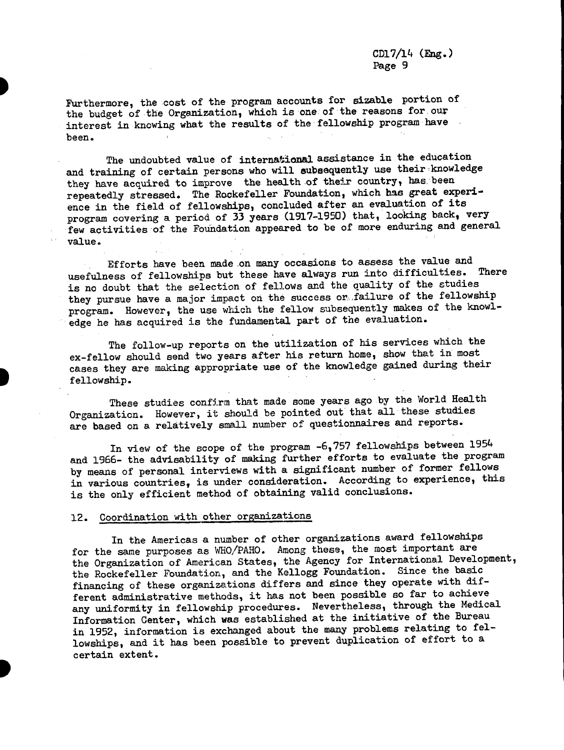Furthermore, the cost of the program accounts for sizable portion of the budget of the Organization, which is one of the reasons for our interest in knowing what the results of the fellowship program have been.

The undoubted value of international assistance in the education and training of certain persons who will subsequently use their knowledge they have acquired to improve the health of their country, has been repeatedly stressed. The Rockefeller Foundation, which has great experience in the field of fellowships, concluded after an evaluation of its program covering a period of 33 years (1917-1950) that, looking back, very few activities of the Foundation appeared to be of more enduring and general value.

Efforts have been made on many occasions to assess the value and usefulness of fellowships but these have always run into difficulties. There is no doubt that the selection of fellows and the quality of the studies they pursue have a major impact on the success or failure of the fellowship program. However, the use which the fellow subsequently makes of the knowledge he has acquired is the fundamental part of the evaluation.

The follow-up reports on the utilization of his services which the ex-fellow should send two years after his return home, show that in most cases they are making appropriate use of the knowledge gained during their fellowship.

These studies confirm that made some years ago by the World Health Organization. However, it should be pointed out that all these studies are based on a relatively small number of questionnaires and reports.

In view of the scope of the program -6,757 fellowships between 1954 and 1966- the advisability of making further efforts to evaluate the program by means of personal interviews with a significant number of former fellows in various countries, is under consideration. According to experience, this is the only efficient method of obtaining valid conclusions.

## 12. Coordination with other organizations

In the Americas a number of other organizations award fellowships for the same purposes as WHO/PAHO. Among these, the most important are the Organization of American States, the Agency for International Development, the Rockefeller Foundation, and the Kellogg Foundation. Since the basic financing of these organizations differs and since they operate with different administrative methods, it has not been possible so far to achieve any uniformity in fellowship procedures. Nevertheless, through the Medical Information Center, which was established at the initiative of the Bureau in 1952, information is exchanged about the many problems relating to fellowships, and it has been possible to prevent duplication of effort to a certain extent.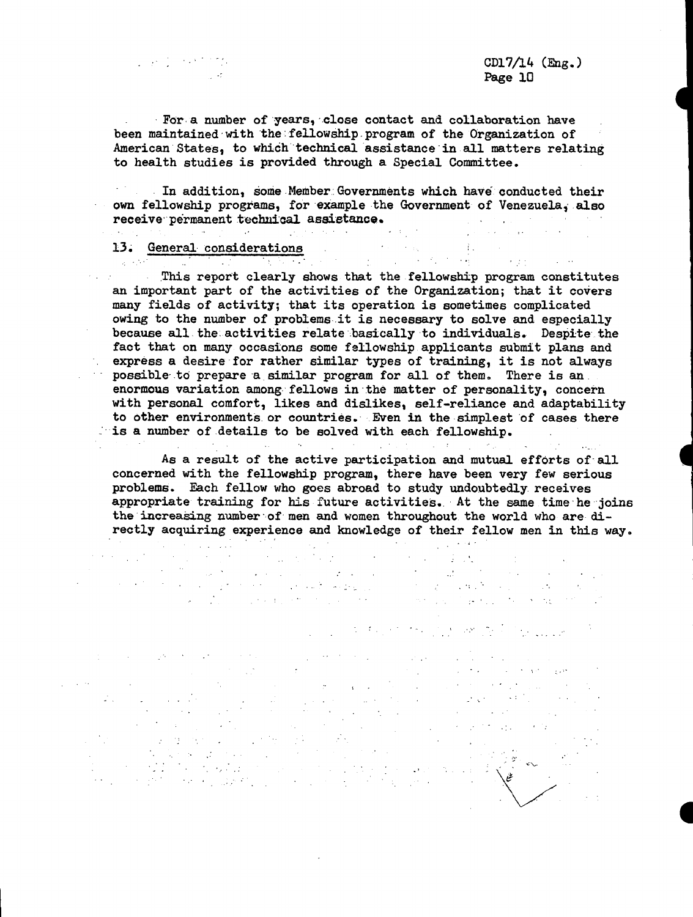For a number of years, close contact and collaboration have been maintained with the fellowship program of the Organization of American States, to which technical assistance in all matters relating to health studies is provided through a Special Committee.

In addition, some Member Governments which have conducted their own fellowship programs, for example the Government of Venezuela, also receive permanent technical assistance.

## 13. General considerations

This report clearly shows that the fellowship program constitutes an important part of the activities of the Organization; that it covers many fields of activity; that its operation is sometimes complicated owing to the number of problems it is necessary to solve and especially because all the activities relate basically to individuals. Despite the fact that on many occasions some fellowship applicants submit plans and express a desire for rather similar types of training, it is not always possible to prepare a similar program for all of them. There is an enormous variation among fellows in the matter of personality, concern with personal comfort, likes and dislikes, self-reliance and adaptability to other environments or countries. Even in the simplest of cases there is a number of details to be solved with each fellowship.

As a result of the active participation and mutual efforts of all concerned with the fellowship program, there have been very few serious problems. Each fellow who goes abroad to study undoubtedly receives appropriate training for his future activities. At the same time he joins the increasing number of men and women throughout the world who are directly acquiring experience and knowledge of their fellow men in this way.